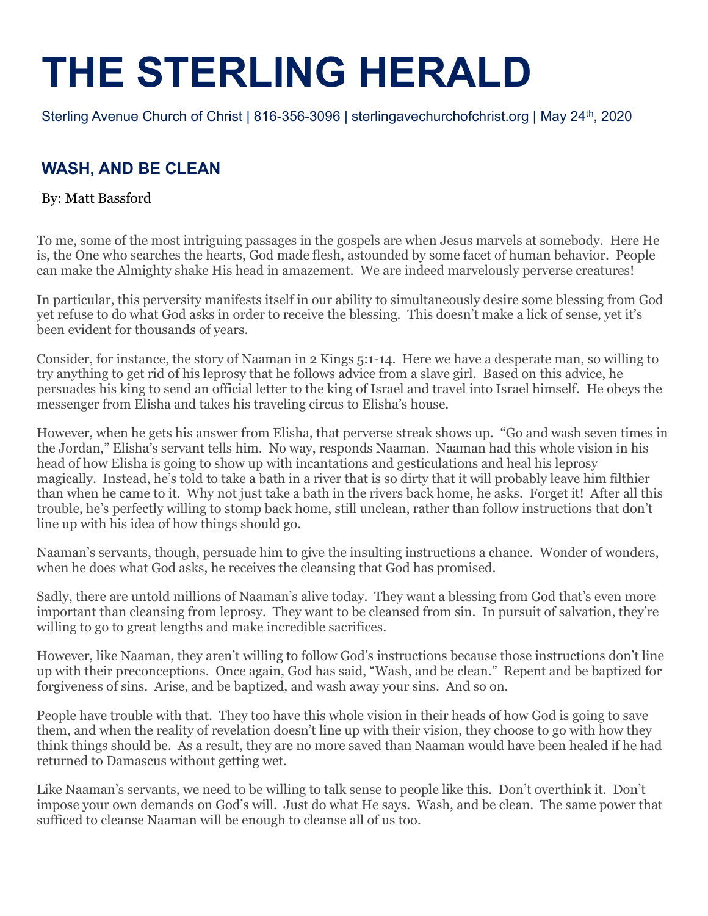# THE STERLING HERALD

Sterling Avenue Church of Christ | 816-356-3096 | sterlingavechurchofchrist.org | May 24th, 2020

## WASH, AND BE CLEAN

By: Matt Bassford

To me, some of the most intriguing passages in the gospels are when Jesus marvels at somebody. Here He is, the One who searches the hearts, God made flesh, astounded by some facet of human behavior. People can make the Almighty shake His head in amazement. We are indeed marvelously perverse creatures!

In particular, this perversity manifests itself in our ability to simultaneously desire some blessing from God yet refuse to do what God asks in order to receive the blessing. This doesn't make a lick of sense, yet it's been evident for thousands of years.

Consider, for instance, the story of Naaman in 2 Kings 5:1-14. Here we have a desperate man, so willing to try anything to get rid of his leprosy that he follows advice from a slave girl. Based on this advice, he persuades his king to send an official letter to the king of Israel and travel into Israel himself. He obeys the messenger from Elisha and takes his traveling circus to Elisha's house.

However, when he gets his answer from Elisha, that perverse streak shows up. "Go and wash seven times in the Jordan," Elisha's servant tells him. No way, responds Naaman. Naaman had this whole vision in his head of how Elisha is going to show up with incantations and gesticulations and heal his leprosy magically. Instead, he's told to take a bath in a river that is so dirty that it will probably leave him filthier than when he came to it. Why not just take a bath in the rivers back home, he asks. Forget it! After all this trouble, he's perfectly willing to stomp back home, still unclean, rather than follow instructions that don't line up with his idea of how things should go.

Naaman's servants, though, persuade him to give the insulting instructions a chance. Wonder of wonders, when he does what God asks, he receives the cleansing that God has promised.

Sadly, there are untold millions of Naaman's alive today. They want a blessing from God that's even more important than cleansing from leprosy. They want to be cleansed from sin. In pursuit of salvation, they're willing to go to great lengths and make incredible sacrifices.

However, like Naaman, they aren't willing to follow God's instructions because those instructions don't line up with their preconceptions. Once again, God has said, "Wash, and be clean." Repent and be baptized for forgiveness of sins. Arise, and be baptized, and wash away your sins. And so on.

People have trouble with that. They too have this whole vision in their heads of how God is going to save them, and when the reality of revelation doesn't line up with their vision, they choose to go with how they think things should be. As a result, they are no more saved than Naaman would have been healed if he had returned to Damascus without getting wet.

Like Naaman's servants, we need to be willing to talk sense to people like this. Don't overthink it. Don't impose your own demands on God's will. Just do what He says. Wash, and be clean. The same power that sufficed to cleanse Naaman will be enough to cleanse all of us too.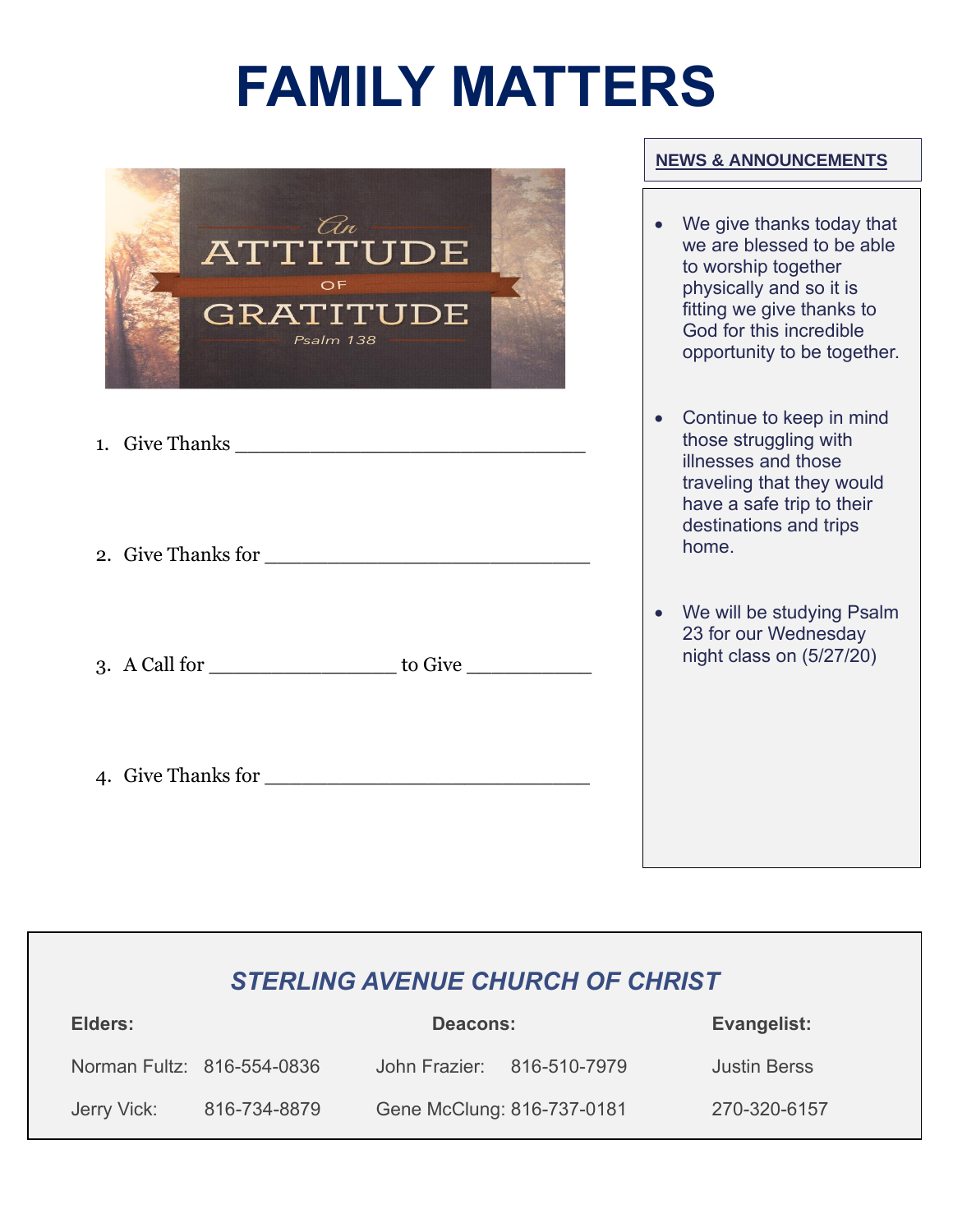# FAMILY MATTERS

An ATTITUDE OF GRATITUDE
Psalm 138

1. Give Thanks ______________________________

2. Give Thanks for ____________________________

3. A Call for ________________ to Give ___________

4. Give Thanks for ____________________________

**NEWS & ANNOUNCEMENTS**

- We give thanks today that we are blessed to be able to worship together physically and so it is fitting we give thanks to God for this incredible opportunity to be together.
- Continue to keep in mind those struggling with illnesses and those traveling that they would have a safe trip to their destinations and trips home.
- We will be studying Psalm 23 for our Wednesday night class on (5/27/20)

## *STERLING AVENUE CHURCH OF CHRIST*

| **Elders:** | | **Deacons:** | | **Evangelist:** |
|---|---|---|---|---|
| Norman Fultz: | 816-554-0836 | John Frazier: | 816-510-7979 | Justin Berss |
| Jerry Vick: | 816-734-8879 | Gene McClung: | 816-737-0181 | 270-320-6157 |